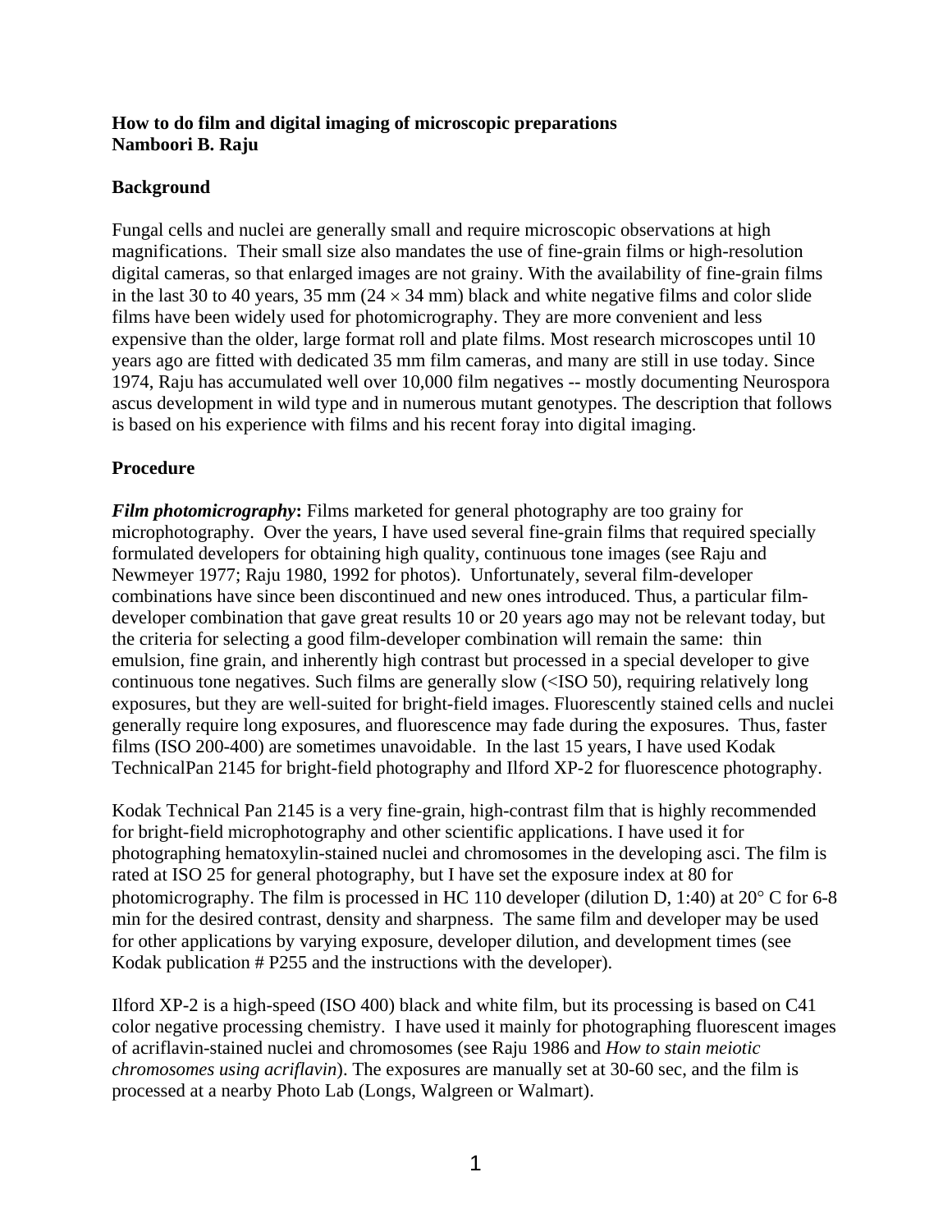**How to do film and digital imaging of microscopic preparations**
**Namboori B. Raju**

## Background

Fungal cells and nuclei are generally small and require microscopic observations at high magnifications. Their small size also mandates the use of fine-grain films or high-resolution digital cameras, so that enlarged images are not grainy. With the availability of fine-grain films in the last 30 to 40 years, 35 mm (24 $\times$ 34 mm) black and white negative films and color slide films have been widely used for photomicrography. They are more convenient and less expensive than the older, large format roll and plate films. Most research microscopes until 10 years ago are fitted with dedicated 35 mm film cameras, and many are still in use today. Since 1974, Raju has accumulated well over 10,000 film negatives -- mostly documenting Neurospora ascus development in wild type and in numerous mutant genotypes. The description that follows is based on his experience with films and his recent foray into digital imaging.

## Procedure

***Film photomicrography*:** Films marketed for general photography are too grainy for microphotography. Over the years, I have used several fine-grain films that required specially formulated developers for obtaining high quality, continuous tone images (see Raju and Newmeyer 1977; Raju 1980, 1992 for photos). Unfortunately, several film-developer combinations have since been discontinued and new ones introduced. Thus, a particular film-developer combination that gave great results 10 or 20 years ago may not be relevant today, but the criteria for selecting a good film-developer combination will remain the same: thin emulsion, fine grain, and inherently high contrast but processed in a special developer to give continuous tone negatives. Such films are generally slow (<ISO 50), requiring relatively long exposures, but they are well-suited for bright-field images. Fluorescently stained cells and nuclei generally require long exposures, and fluorescence may fade during the exposures. Thus, faster films (ISO 200-400) are sometimes unavoidable. In the last 15 years, I have used Kodak TechnicalPan 2145 for bright-field photography and Ilford XP-2 for fluorescence photography.

Kodak Technical Pan 2145 is a very fine-grain, high-contrast film that is highly recommended for bright-field microphotography and other scientific applications. I have used it for photographing hematoxylin-stained nuclei and chromosomes in the developing asci. The film is rated at ISO 25 for general photography, but I have set the exposure index at 80 for photomicrography. The film is processed in HC 110 developer (dilution D, 1:40) at 20° C for 6-8 min for the desired contrast, density and sharpness. The same film and developer may be used for other applications by varying exposure, developer dilution, and development times (see Kodak publication # P255 and the instructions with the developer).

Ilford XP-2 is a high-speed (ISO 400) black and white film, but its processing is based on C41 color negative processing chemistry. I have used it mainly for photographing fluorescent images of acriflavin-stained nuclei and chromosomes (see Raju 1986 and *How to stain meiotic chromosomes using acriflavin*). The exposures are manually set at 30-60 sec, and the film is processed at a nearby Photo Lab (Longs, Walgreen or Walmart).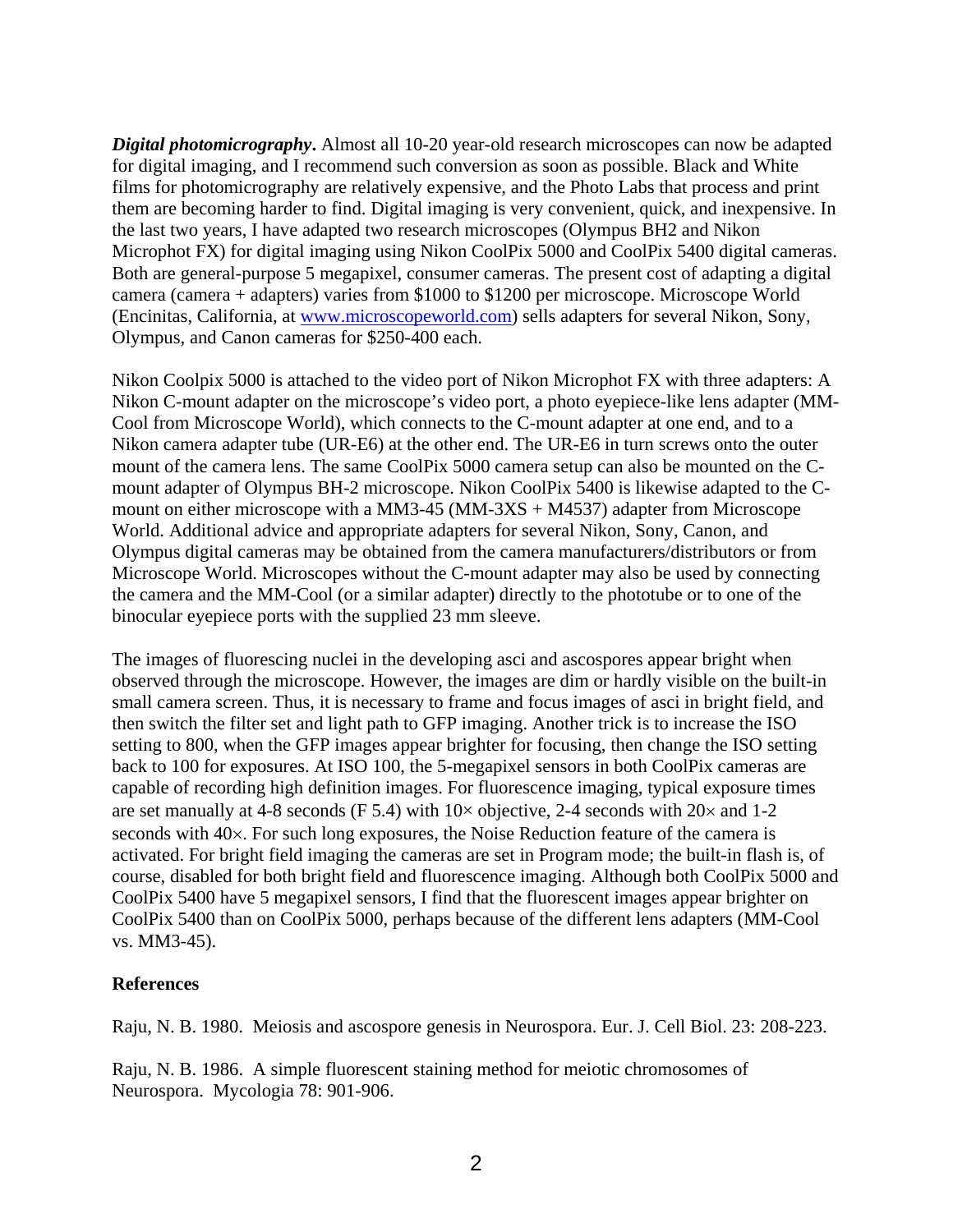***Digital photomicrography*.** Almost all 10-20 year-old research microscopes can now be adapted for digital imaging, and I recommend such conversion as soon as possible. Black and White films for photomicrography are relatively expensive, and the Photo Labs that process and print them are becoming harder to find. Digital imaging is very convenient, quick, and inexpensive. In the last two years, I have adapted two research microscopes (Olympus BH2 and Nikon Microphot FX) for digital imaging using Nikon CoolPix 5000 and CoolPix 5400 digital cameras. Both are general-purpose 5 megapixel, consumer cameras. The present cost of adapting a digital camera (camera + adapters) varies from $1000 to $1200 per microscope. Microscope World (Encinitas, California, at [www.microscopeworld.com](http://www.microscopeworld.com)) sells adapters for several Nikon, Sony, Olympus, and Canon cameras for $250-400 each.

Nikon Coolpix 5000 is attached to the video port of Nikon Microphot FX with three adapters: A Nikon C-mount adapter on the microscope's video port, a photo eyepiece-like lens adapter (MM-Cool from Microscope World), which connects to the C-mount adapter at one end, and to a Nikon camera adapter tube (UR-E6) at the other end. The UR-E6 in turn screws onto the outer mount of the camera lens. The same CoolPix 5000 camera setup can also be mounted on the C-mount adapter of Olympus BH-2 microscope. Nikon CoolPix 5400 is likewise adapted to the C-mount on either microscope with a MM3-45 (MM-3XS + M4537) adapter from Microscope World. Additional advice and appropriate adapters for several Nikon, Sony, Canon, and Olympus digital cameras may be obtained from the camera manufacturers/distributors or from Microscope World. Microscopes without the C-mount adapter may also be used by connecting the camera and the MM-Cool (or a similar adapter) directly to the phototube or to one of the binocular eyepiece ports with the supplied 23 mm sleeve.

The images of fluorescing nuclei in the developing asci and ascospores appear bright when observed through the microscope. However, the images are dim or hardly visible on the built-in small camera screen. Thus, it is necessary to frame and focus images of asci in bright field, and then switch the filter set and light path to GFP imaging. Another trick is to increase the ISO setting to 800, when the GFP images appear brighter for focusing, then change the ISO setting back to 100 for exposures. At ISO 100, the 5-megapixel sensors in both CoolPix cameras are capable of recording high definition images. For fluorescence imaging, typical exposure times are set manually at 4-8 seconds (F 5.4) with 10× objective, 2-4 seconds with 20× and 1-2 seconds with 40×. For such long exposures, the Noise Reduction feature of the camera is activated. For bright field imaging the cameras are set in Program mode; the built-in flash is, of course, disabled for both bright field and fluorescence imaging. Although both CoolPix 5000 and CoolPix 5400 have 5 megapixel sensors, I find that the fluorescent images appear brighter on CoolPix 5400 than on CoolPix 5000, perhaps because of the different lens adapters (MM-Cool vs. MM3-45).

**References**

Raju, N. B. 1980. Meiosis and ascospore genesis in Neurospora. Eur. J. Cell Biol. 23: 208-223.

Raju, N. B. 1986. A simple fluorescent staining method for meiotic chromosomes of Neurospora. Mycologia 78: 901-906.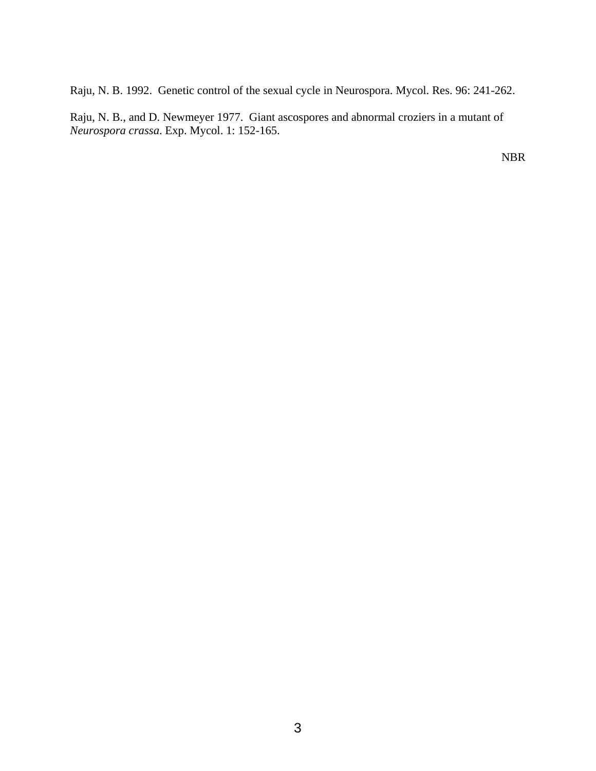Raju, N. B. 1992. Genetic control of the sexual cycle in Neurospora. Mycol. Res. 96: 241-262.

Raju, N. B., and D. Newmeyer 1977. Giant ascospores and abnormal croziers in a mutant of *Neurospora crassa*. Exp. Mycol. 1: 152-165.

NBR